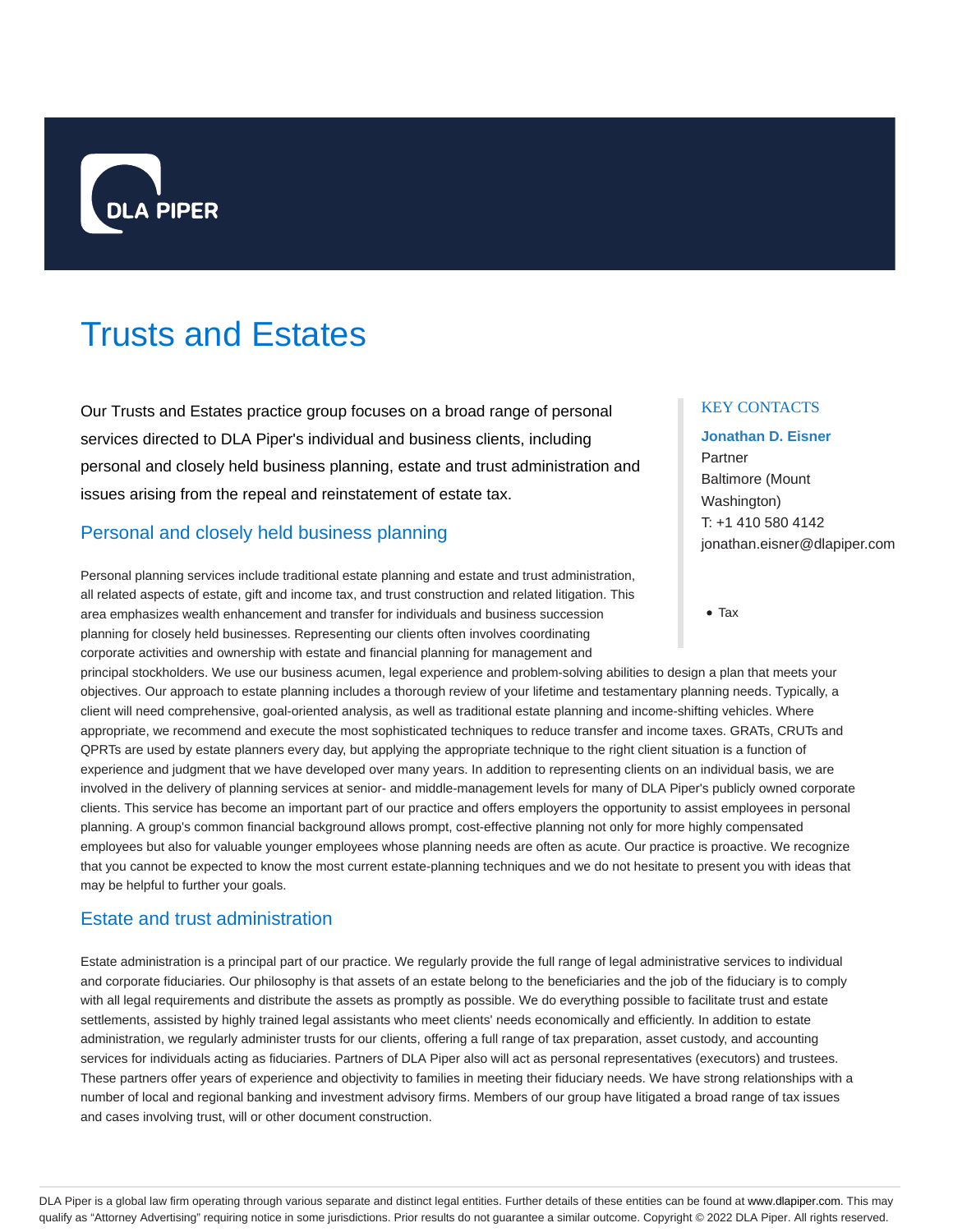# Trusts and Estates

Our Trusts and Estates practice group focuses on a broad range of personal services directed to DLA Piper's individual and business clients, including personal and closely held business planning, estate and trust administration and issues arising from the repeal and reinstatement of estate tax.

KEY CONTACTS

**Jonathan D. Eisner**
Partner
Baltimore (Mount Washington)
T: +1 410 580 4142
jonathan.eisner@dlapiper.com

- Tax

## Personal and closely held business planning

Personal planning services include traditional estate planning and estate and trust administration, all related aspects of estate, gift and income tax, and trust construction and related litigation. This area emphasizes wealth enhancement and transfer for individuals and business succession planning for closely held businesses. Representing our clients often involves coordinating corporate activities and ownership with estate and financial planning for management and principal stockholders. We use our business acumen, legal experience and problem-solving abilities to design a plan that meets your objectives. Our approach to estate planning includes a thorough review of your lifetime and testamentary planning needs. Typically, a client will need comprehensive, goal-oriented analysis, as well as traditional estate planning and income-shifting vehicles. Where appropriate, we recommend and execute the most sophisticated techniques to reduce transfer and income taxes. GRATs, CRUTs and QPRTs are used by estate planners every day, but applying the appropriate technique to the right client situation is a function of experience and judgment that we have developed over many years. In addition to representing clients on an individual basis, we are involved in the delivery of planning services at senior- and middle-management levels for many of DLA Piper's publicly owned corporate clients. This service has become an important part of our practice and offers employers the opportunity to assist employees in personal planning. A group's common financial background allows prompt, cost-effective planning not only for more highly compensated employees but also for valuable younger employees whose planning needs are often as acute. Our practice is proactive. We recognize that you cannot be expected to know the most current estate-planning techniques and we do not hesitate to present you with ideas that may be helpful to further your goals.

## Estate and trust administration

Estate administration is a principal part of our practice. We regularly provide the full range of legal administrative services to individual and corporate fiduciaries. Our philosophy is that assets of an estate belong to the beneficiaries and the job of the fiduciary is to comply with all legal requirements and distribute the assets as promptly as possible. We do everything possible to facilitate trust and estate settlements, assisted by highly trained legal assistants who meet clients' needs economically and efficiently. In addition to estate administration, we regularly administer trusts for our clients, offering a full range of tax preparation, asset custody, and accounting services for individuals acting as fiduciaries. Partners of DLA Piper also will act as personal representatives (executors) and trustees. These partners offer years of experience and objectivity to families in meeting their fiduciary needs. We have strong relationships with a number of local and regional banking and investment advisory firms. Members of our group have litigated a broad range of tax issues and cases involving trust, will or other document construction.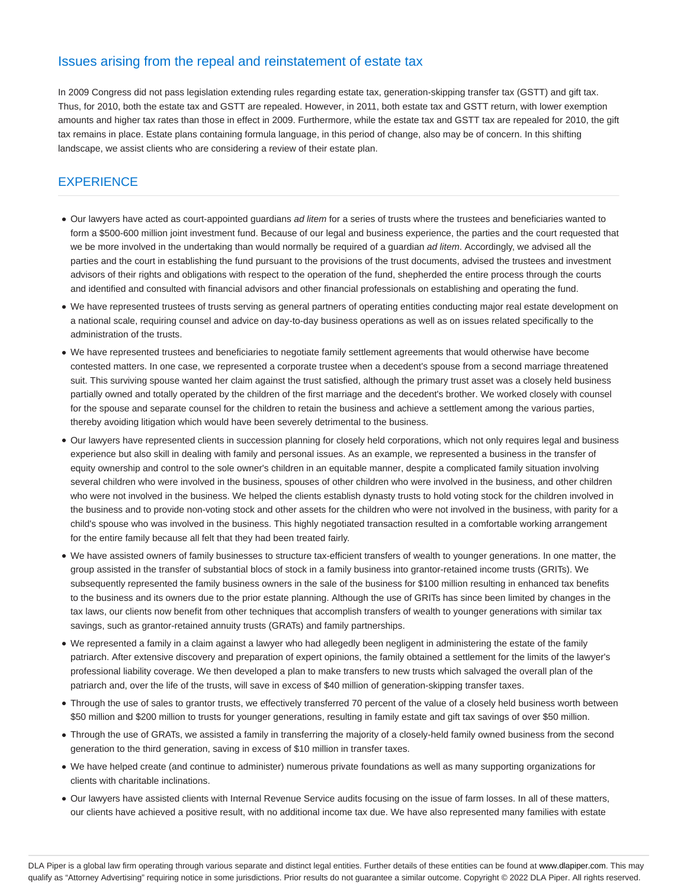## Issues arising from the repeal and reinstatement of estate tax

In 2009 Congress did not pass legislation extending rules regarding estate tax, generation-skipping transfer tax (GSTT) and gift tax. Thus, for 2010, both the estate tax and GSTT are repealed. However, in 2011, both estate tax and GSTT return, with lower exemption amounts and higher tax rates than those in effect in 2009. Furthermore, while the estate tax and GSTT tax are repealed for 2010, the gift tax remains in place. Estate plans containing formula language, in this period of change, also may be of concern. In this shifting landscape, we assist clients who are considering a review of their estate plan.

## EXPERIENCE

- Our lawyers have acted as court-appointed guardians *ad litem* for a series of trusts where the trustees and beneficiaries wanted to form a $500-600 million joint investment fund. Because of our legal and business experience, the parties and the court requested that we be more involved in the undertaking than would normally be required of a guardian *ad litem*. Accordingly, we advised all the parties and the court in establishing the fund pursuant to the provisions of the trust documents, advised the trustees and investment advisors of their rights and obligations with respect to the operation of the fund, shepherded the entire process through the courts and identified and consulted with financial advisors and other financial professionals on establishing and operating the fund.
- We have represented trustees of trusts serving as general partners of operating entities conducting major real estate development on a national scale, requiring counsel and advice on day-to-day business operations as well as on issues related specifically to the administration of the trusts.
- We have represented trustees and beneficiaries to negotiate family settlement agreements that would otherwise have become contested matters. In one case, we represented a corporate trustee when a decedent's spouse from a second marriage threatened suit. This surviving spouse wanted her claim against the trust satisfied, although the primary trust asset was a closely held business partially owned and totally operated by the children of the first marriage and the decedent's brother. We worked closely with counsel for the spouse and separate counsel for the children to retain the business and achieve a settlement among the various parties, thereby avoiding litigation which would have been severely detrimental to the business.
- Our lawyers have represented clients in succession planning for closely held corporations, which not only requires legal and business experience but also skill in dealing with family and personal issues. As an example, we represented a business in the transfer of equity ownership and control to the sole owner's children in an equitable manner, despite a complicated family situation involving several children who were involved in the business, spouses of other children who were involved in the business, and other children who were not involved in the business. We helped the clients establish dynasty trusts to hold voting stock for the children involved in the business and to provide non-voting stock and other assets for the children who were not involved in the business, with parity for a child's spouse who was involved in the business. This highly negotiated transaction resulted in a comfortable working arrangement for the entire family because all felt that they had been treated fairly.
- We have assisted owners of family businesses to structure tax-efficient transfers of wealth to younger generations. In one matter, the group assisted in the transfer of substantial blocs of stock in a family business into grantor-retained income trusts (GRITs). We subsequently represented the family business owners in the sale of the business for $100 million resulting in enhanced tax benefits to the business and its owners due to the prior estate planning. Although the use of GRITs has since been limited by changes in the tax laws, our clients now benefit from other techniques that accomplish transfers of wealth to younger generations with similar tax savings, such as grantor-retained annuity trusts (GRATs) and family partnerships.
- We represented a family in a claim against a lawyer who had allegedly been negligent in administering the estate of the family patriarch. After extensive discovery and preparation of expert opinions, the family obtained a settlement for the limits of the lawyer's professional liability coverage. We then developed a plan to make transfers to new trusts which salvaged the overall plan of the patriarch and, over the life of the trusts, will save in excess of $40 million of generation-skipping transfer taxes.
- Through the use of sales to grantor trusts, we effectively transferred 70 percent of the value of a closely held business worth between $50 million and $200 million to trusts for younger generations, resulting in family estate and gift tax savings of over $50 million.
- Through the use of GRATs, we assisted a family in transferring the majority of a closely-held family owned business from the second generation to the third generation, saving in excess of $10 million in transfer taxes.
- We have helped create (and continue to administer) numerous private foundations as well as many supporting organizations for clients with charitable inclinations.
- Our lawyers have assisted clients with Internal Revenue Service audits focusing on the issue of farm losses. In all of these matters, our clients have achieved a positive result, with no additional income tax due. We have also represented many families with estate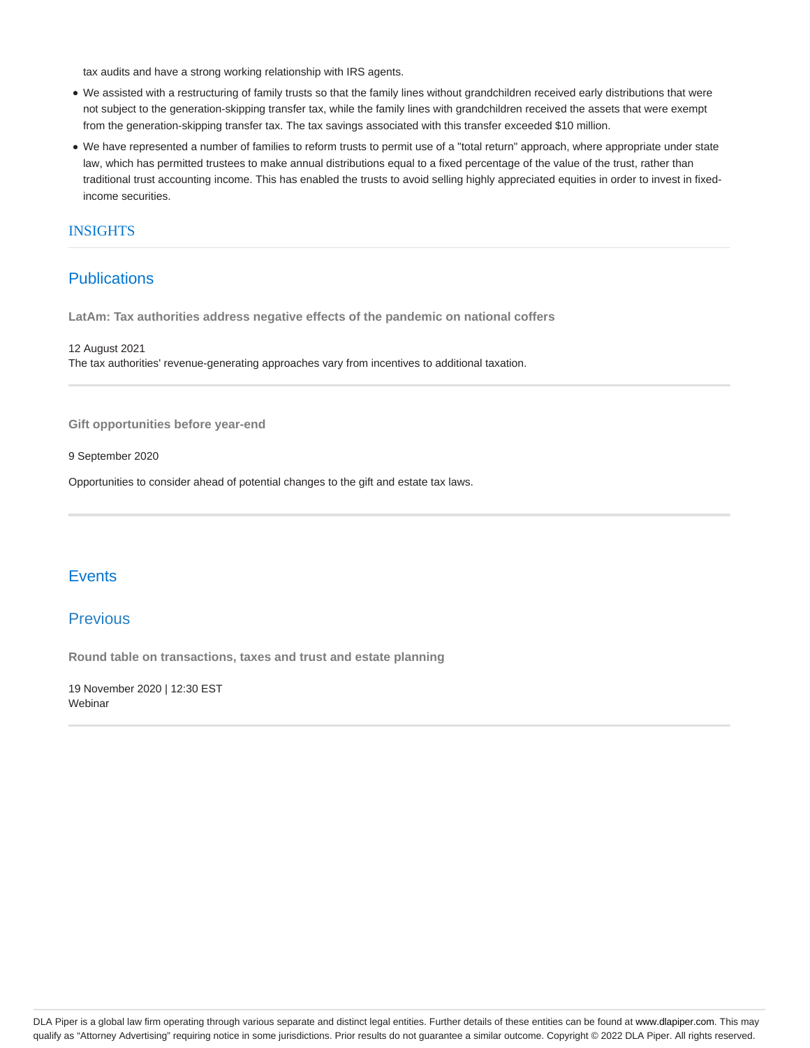tax audits and have a strong working relationship with IRS agents.

- We assisted with a restructuring of family trusts so that the family lines without grandchildren received early distributions that were not subject to the generation-skipping transfer tax, while the family lines with grandchildren received the assets that were exempt from the generation-skipping transfer tax. The tax savings associated with this transfer exceeded $10 million.
- We have represented a number of families to reform trusts to permit use of a "total return" approach, where appropriate under state law, which has permitted trustees to make annual distributions equal to a fixed percentage of the value of the trust, rather than traditional trust accounting income. This has enabled the trusts to avoid selling highly appreciated equities in order to invest in fixed-income securities.

## INSIGHTS

### Publications

**LatAm: Tax authorities address negative effects of the pandemic on national coffers**

12 August 2021
The tax authorities' revenue-generating approaches vary from incentives to additional taxation.

---

**Gift opportunities before year-end**

9 September 2020

Opportunities to consider ahead of potential changes to the gift and estate tax laws.

---

### Events

### Previous

**Round table on transactions, taxes and trust and estate planning**

19 November 2020 | 12:30 EST
Webinar

---

DLA Piper is a global law firm operating through various separate and distinct legal entities. Further details of these entities can be found at www.dlapiper.com. This may qualify as "Attorney Advertising" requiring notice in some jurisdictions. Prior results do not guarantee a similar outcome. Copyright © 2022 DLA Piper. All rights reserved.